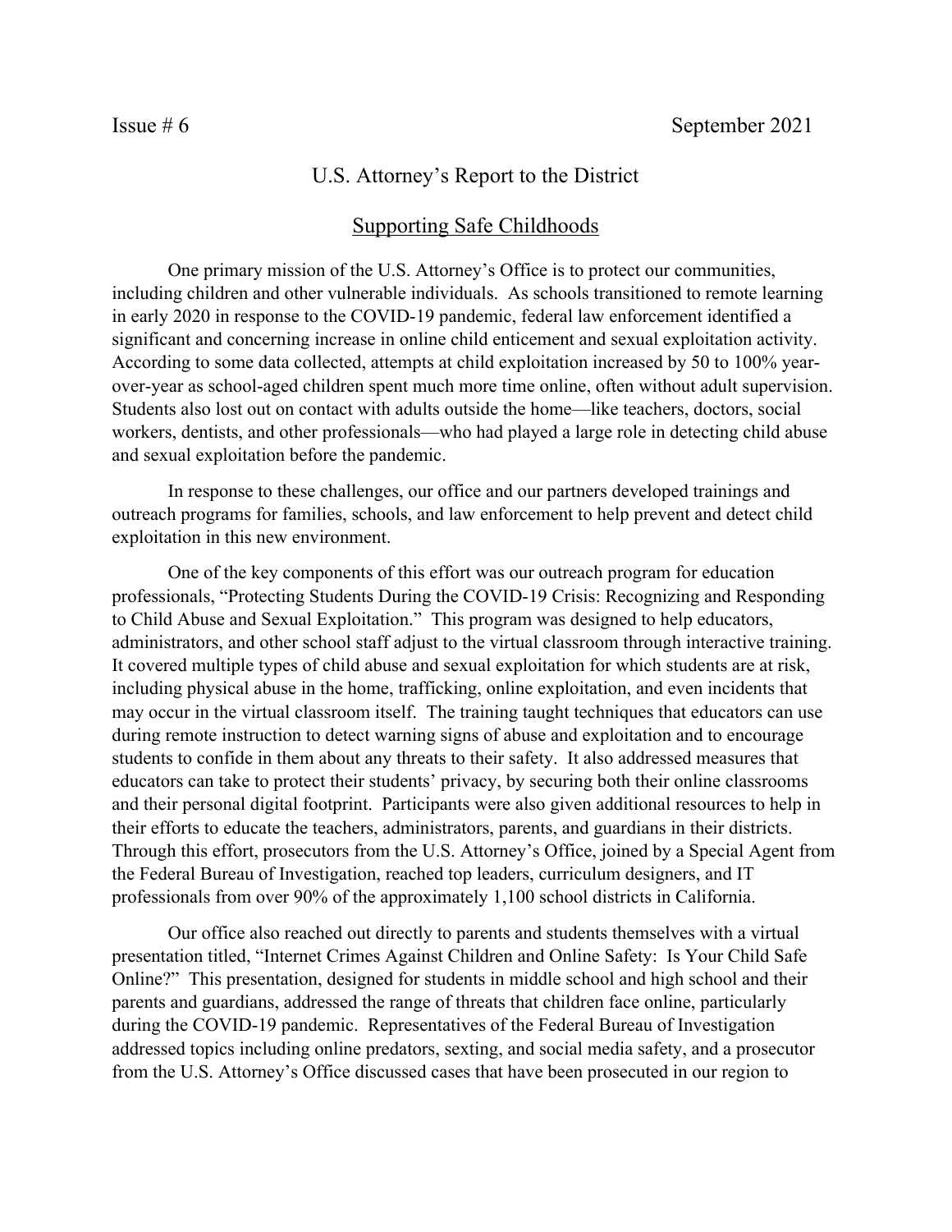Issue # 6 September 2021

# U.S. Attorney's Report to the District

## Supporting Safe Childhoods

One primary mission of the U.S. Attorney's Office is to protect our communities, including children and other vulnerable individuals. As schools transitioned to remote learning in early 2020 in response to the COVID-19 pandemic, federal law enforcement identified a significant and concerning increase in online child enticement and sexual exploitation activity. According to some data collected, attempts at child exploitation increased by 50 to 100% year-over-year as school-aged children spent much more time online, often without adult supervision. Students also lost out on contact with adults outside the home—like teachers, doctors, social workers, dentists, and other professionals—who had played a large role in detecting child abuse and sexual exploitation before the pandemic.

In response to these challenges, our office and our partners developed trainings and outreach programs for families, schools, and law enforcement to help prevent and detect child exploitation in this new environment.

One of the key components of this effort was our outreach program for education professionals, "Protecting Students During the COVID-19 Crisis: Recognizing and Responding to Child Abuse and Sexual Exploitation." This program was designed to help educators, administrators, and other school staff adjust to the virtual classroom through interactive training. It covered multiple types of child abuse and sexual exploitation for which students are at risk, including physical abuse in the home, trafficking, online exploitation, and even incidents that may occur in the virtual classroom itself. The training taught techniques that educators can use during remote instruction to detect warning signs of abuse and exploitation and to encourage students to confide in them about any threats to their safety. It also addressed measures that educators can take to protect their students' privacy, by securing both their online classrooms and their personal digital footprint. Participants were also given additional resources to help in their efforts to educate the teachers, administrators, parents, and guardians in their districts. Through this effort, prosecutors from the U.S. Attorney's Office, joined by a Special Agent from the Federal Bureau of Investigation, reached top leaders, curriculum designers, and IT professionals from over 90% of the approximately 1,100 school districts in California.

Our office also reached out directly to parents and students themselves with a virtual presentation titled, "Internet Crimes Against Children and Online Safety: Is Your Child Safe Online?" This presentation, designed for students in middle school and high school and their parents and guardians, addressed the range of threats that children face online, particularly during the COVID-19 pandemic. Representatives of the Federal Bureau of Investigation addressed topics including online predators, sexting, and social media safety, and a prosecutor from the U.S. Attorney's Office discussed cases that have been prosecuted in our region to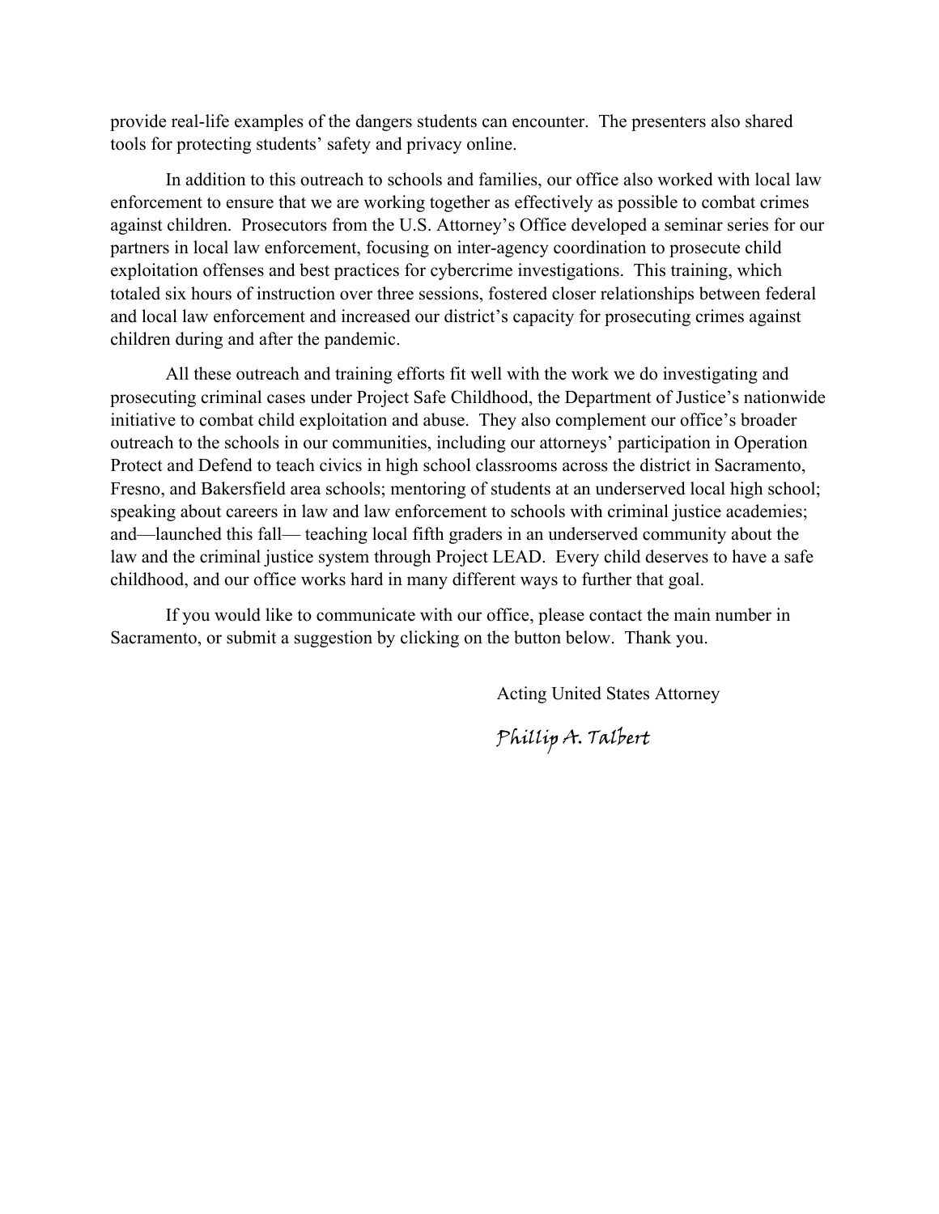provide real-life examples of the dangers students can encounter. The presenters also shared tools for protecting students' safety and privacy online.

In addition to this outreach to schools and families, our office also worked with local law enforcement to ensure that we are working together as effectively as possible to combat crimes against children. Prosecutors from the U.S. Attorney's Office developed a seminar series for our partners in local law enforcement, focusing on inter-agency coordination to prosecute child exploitation offenses and best practices for cybercrime investigations. This training, which totaled six hours of instruction over three sessions, fostered closer relationships between federal and local law enforcement and increased our district's capacity for prosecuting crimes against children during and after the pandemic.

All these outreach and training efforts fit well with the work we do investigating and prosecuting criminal cases under Project Safe Childhood, the Department of Justice's nationwide initiative to combat child exploitation and abuse. They also complement our office's broader outreach to the schools in our communities, including our attorneys' participation in Operation Protect and Defend to teach civics in high school classrooms across the district in Sacramento, Fresno, and Bakersfield area schools; mentoring of students at an underserved local high school; speaking about careers in law and law enforcement to schools with criminal justice academies; and—launched this fall— teaching local fifth graders in an underserved community about the law and the criminal justice system through Project LEAD. Every child deserves to have a safe childhood, and our office works hard in many different ways to further that goal.

If you would like to communicate with our office, please contact the main number in Sacramento, or submit a suggestion by clicking on the button below. Thank you.

Acting United States Attorney

*Phillip A. Talbert*